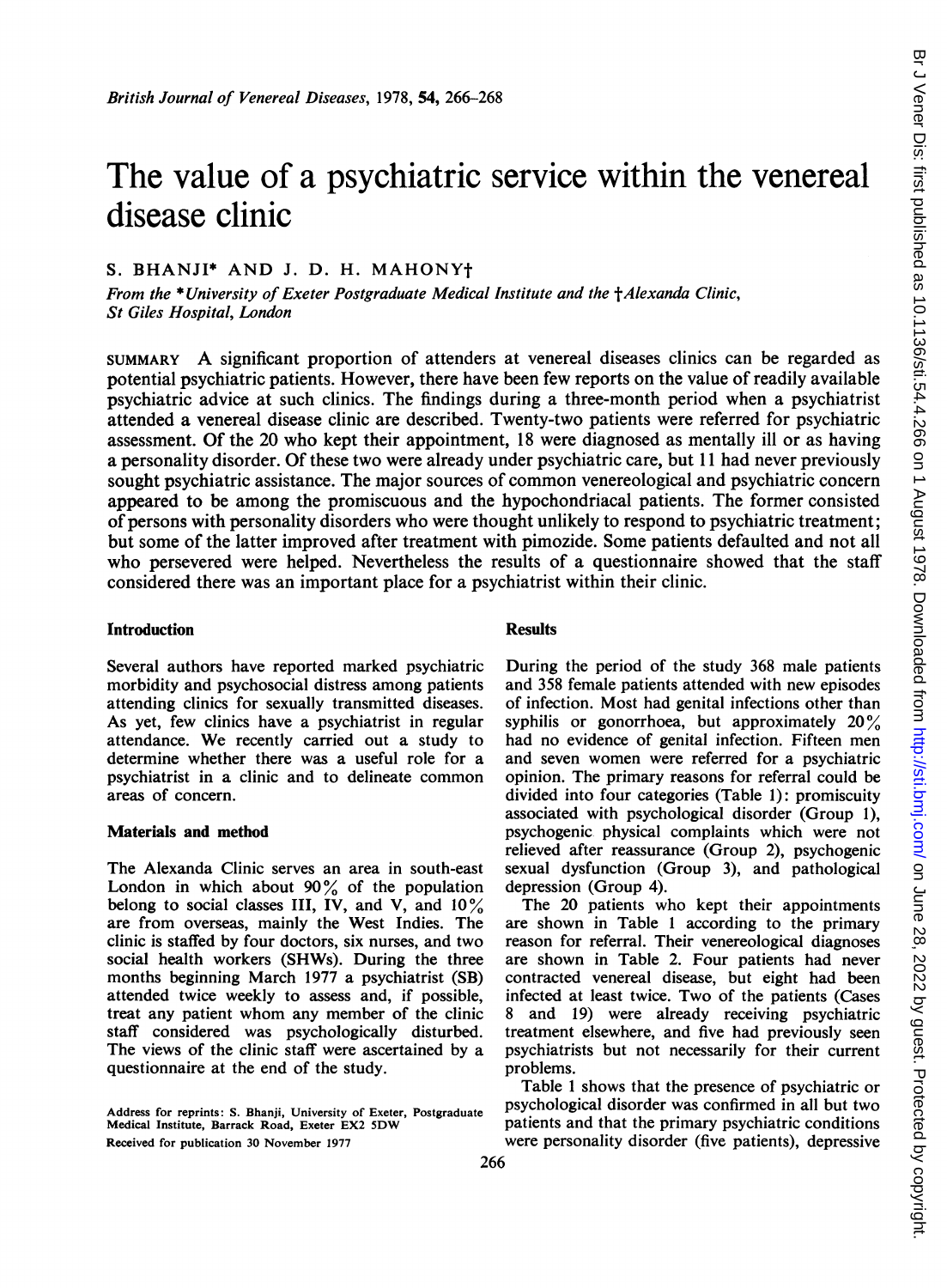# The value of a psychiatric service within the venereal disease clinic

S. BHANJI* AND J. D. H. MAHONY†

*From the \*University of Exeter Postgraduate Medical Institute and the †Alexanda Clinic, St Giles Hospital, London*

SUMMARY A significant proportion of attenders at venereal diseases clinics can be regarded as potential psychiatric patients. However, there have been few reports on the value of readily available psychiatric advice at such clinics. The findings during a three-month period when a psychiatrist attended a venereal disease clinic are described. Twenty-two patients were referred for psychiatric assessment. Of the 20 who kept their appointment, 18 were diagnosed as mentally ill or as having a personality disorder. Of these two were already under psychiatric care, but 11 had never previously sought psychiatric assistance. The major sources of common venereological and psychiatric concern appeared to be among the promiscuous and the hypochondriacal patients. The former consisted of persons with personality disorders who were thought unlikely to respond to psychiatric treatment; but some of the latter improved after treatment with pimozide. Some patients defaulted and not all who persevered were helped. Nevertheless the results of a questionnaire showed that the staff considered there was an important place for a psychiatrist within their clinic.

## Introduction

Several authors have reported marked psychiatric morbidity and psychosocial distress among patients attending clinics for sexually transmitted diseases. As yet, few clinics have a psychiatrist in regular attendance. We recently carried out a study to determine whether there was a useful role for a psychiatrist in a clinic and to delineate common areas of concern.

## Materials and method

The Alexanda Clinic serves an area in south-east London in which about 90% of the population belong to social classes III, IV, and V, and 10% are from overseas, mainly the West Indies. The clinic is staffed by four doctors, six nurses, and two social health workers (SHWs). During the three months beginning March 1977 a psychiatrist (SB) attended twice weekly to assess and, if possible, treat any patient whom any member of the clinic staff considered was psychologically disturbed. The views of the clinic staff were ascertained by a questionnaire at the end of the study.

Address for reprints: S. Bhanji, University of Exeter, Postgraduate Medical Institute, Barrack Road, Exeter EX2 5DW

Received for publication 30 November 1977

## Results

During the period of the study 368 male patients and 358 female patients attended with new episodes of infection. Most had genital infections other than syphilis or gonorrhoea, but approximately 20% had no evidence of genital infection. Fifteen men and seven women were referred for a psychiatric opinion. The primary reasons for referral could be divided into four categories (Table 1): promiscuity associated with psychological disorder (Group 1), psychogenic physical complaints which were not relieved after reassurance (Group 2), psychogenic sexual dysfunction (Group 3), and pathological depression (Group 4).

The 20 patients who kept their appointments are shown in Table 1 according to the primary reason for referral. Their venereological diagnoses are shown in Table 2. Four patients had never contracted venereal disease, but eight had been infected at least twice. Two of the patients (Cases 8 and 19) were already receiving psychiatric treatment elsewhere, and five had previously seen psychiatrists but not necessarily for their current problems.

Table 1 shows that the presence of psychiatric or psychological disorder was confirmed in all but two patients and that the primary psychiatric conditions were personality disorder (five patients), depressive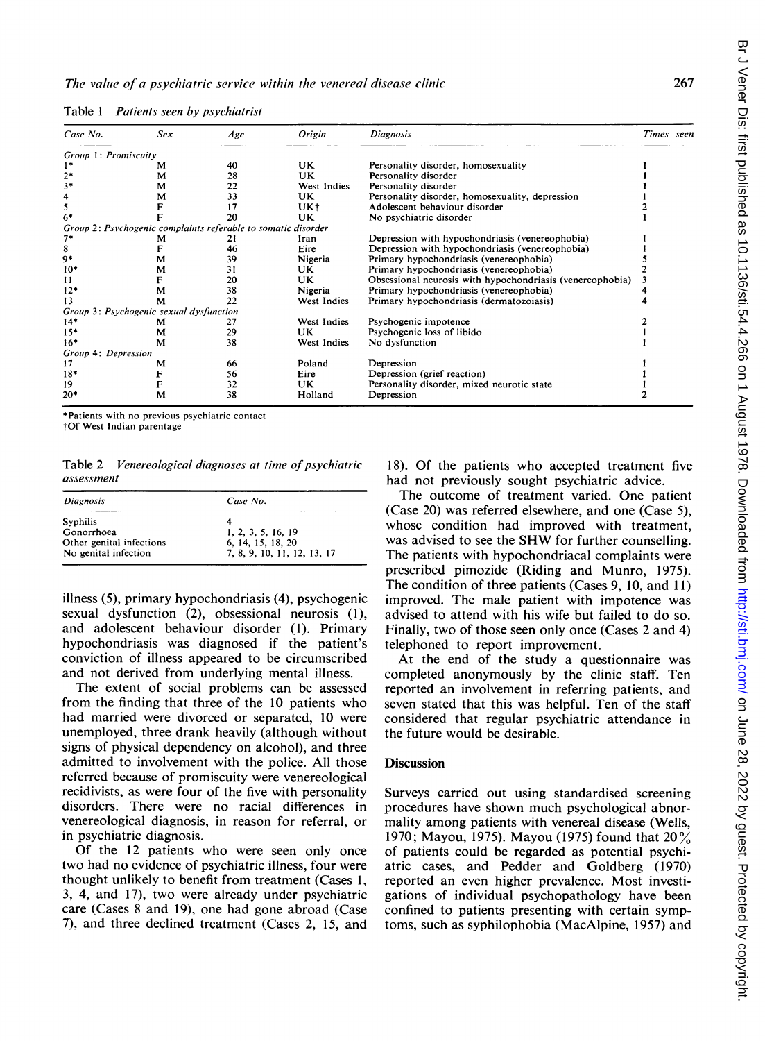Table 1 *Patients seen by psychiatrist*

| Case No. | Sex | Age | Origin | Diagnosis | Times seen |
|---|---|---|---|---|---|
| *Group 1: Promiscuity* | | | | | |
| 1* | M | 40 | UK | Personality disorder, homosexuality | 1 |
| 2* | M | 28 | UK | Personality disorder | 1 |
| 3* | M | 22 | West Indies | Personality disorder | 1 |
| 4 | M | 33 | UK | Personality disorder, homosexuality, depression | 1 |
| 5 | F | 17 | UK† | Adolescent behaviour disorder | 2 |
| 6* | F | 20 | UK | No psychiatric disorder | 1 |
| *Group 2: Psychogenic complaints referable to somatic disorder* | | | | | |
| 7* | M | 21 | Iran | Depression with hypochondriasis (venereophobia) | 1 |
| 8 | F | 46 | Eire | Depression with hypochondriasis (venereophobia) | 1 |
| 9* | M | 39 | Nigeria | Primary hypochondriasis (venereophobia) | 5 |
| 10* | M | 31 | UK | Primary hypochondriasis (venereophobia) | 2 |
| 11 | F | 20 | UK | Obsessional neurosis with hypochondriasis (venereophobia) | 3 |
| 12* | M | 38 | Nigeria | Primary hypochondriasis (venereophobia) | 4 |
| 13 | M | 22 | West Indies | Primary hypochondriasis (dermatozoiasis) | 4 |
| *Group 3: Psychogenic sexual dysfunction* | | | | | |
| 14* | M | 27 | West Indies | Psychogenic impotence | 2 |
| 15* | M | 29 | UK | Psychogenic loss of libido | 1 |
| 16* | M | 38 | West Indies | No dysfunction | 1 |
| *Group 4: Depression* | | | | | |
| 17 | M | 66 | Poland | Depression | 1 |
| 18* | F | 56 | Eire | Depression (grief reaction) | 1 |
| 19 | F | 32 | UK | Personality disorder, mixed neurotic state | 1 |
| 20* | M | 38 | Holland | Depression | 2 |

*Patients with no previous psychiatric contact
†Of West Indian parentage

Table 2 *Venereological diagnoses at time of psychiatric assessment*

| Diagnosis | Case No. |
|---|---|
| Syphilis | 4 |
| Gonorrhoea | 1, 2, 3, 5, 16, 19 |
| Other genital infections | 6, 14, 15, 18, 20 |
| No genital infection | 7, 8, 9, 10, 11, 12, 13, 17 |

illness (5), primary hypochondriasis (4), psychogenic sexual dysfunction (2), obsessional neurosis (1), and adolescent behaviour disorder (1). Primary hypochondriasis was diagnosed if the patient's conviction of illness appeared to be circumscribed and not derived from underlying mental illness.

The extent of social problems can be assessed from the finding that three of the 10 patients who had married were divorced or separated, 10 were unemployed, three drank heavily (although without signs of physical dependency on alcohol), and three admitted to involvement with the police. All those referred because of promiscuity were venereological recidivists, as were four of the five with personality disorders. There were no racial differences in venereological diagnosis, in reason for referral, or in psychiatric diagnosis.

Of the 12 patients who were seen only once two had no evidence of psychiatric illness, four were thought unlikely to benefit from treatment (Cases 1, 3, 4, and 17), two were already under psychiatric care (Cases 8 and 19), one had gone abroad (Case 7), and three declined treatment (Cases 2, 15, and 18). Of the patients who accepted treatment five had not previously sought psychiatric advice.

The outcome of treatment varied. One patient (Case 20) was referred elsewhere, and one (Case 5), whose condition had improved with treatment, was advised to see the SHW for further counselling. The patients with hypochondriacal complaints were prescribed pimozide (Riding and Munro, 1975). The condition of three patients (Cases 9, 10, and 11) improved. The male patient with impotence was advised to attend with his wife but failed to do so. Finally, two of those seen only once (Cases 2 and 4) telephoned to report improvement.

At the end of the study a questionnaire was completed anonymously by the clinic staff. Ten reported an involvement in referring patients, and seven stated that this was helpful. Ten of the staff considered that regular psychiatric attendance in the future would be desirable.

## Discussion

Surveys carried out using standardised screening procedures have shown much psychological abnormality among patients with venereal disease (Wells, 1970; Mayou, 1975). Mayou (1975) found that 20% of patients could be regarded as potential psychiatric cases, and Pedder and Goldberg (1970) reported an even higher prevalence. Most investigations of individual psychopathology have been confined to patients presenting with certain symptoms, such as syphilophobia (MacAlpine, 1957) and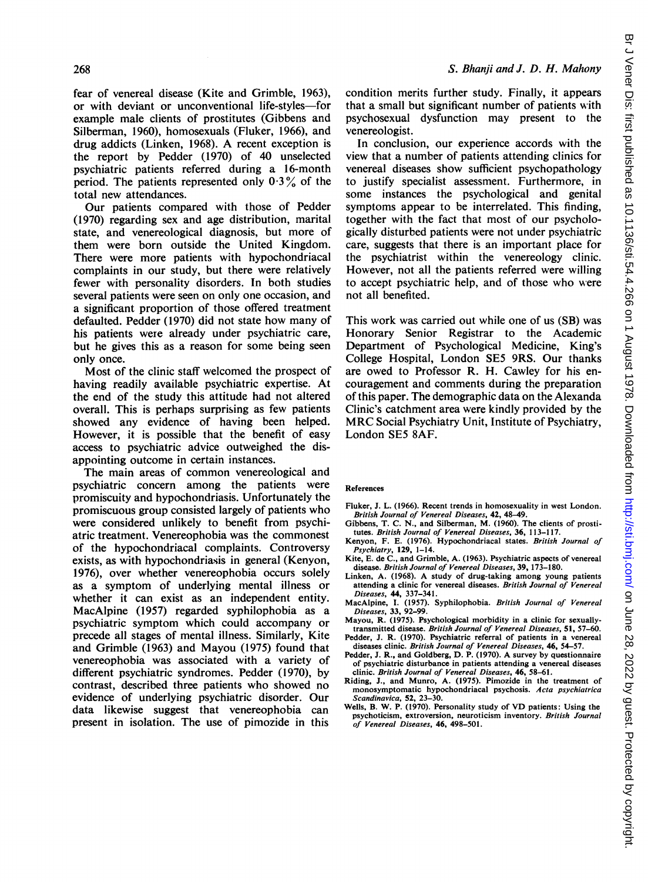fear of venereal disease (Kite and Grimble, 1963), or with deviant or unconventional life-styles—for example male clients of prostitutes (Gibbens and Silberman, 1960), homosexuals (Fluker, 1966), and drug addicts (Linken, 1968). A recent exception is the report by Pedder (1970) of 40 unselected psychiatric patients referred during a 16-month period. The patients represented only 0·3% of the total new attendances.

Our patients compared with those of Pedder (1970) regarding sex and age distribution, marital state, and venereological diagnosis, but more of them were born outside the United Kingdom. There were more patients with hypochondriacal complaints in our study, but there were relatively fewer with personality disorders. In both studies several patients were seen on only one occasion, and a significant proportion of those offered treatment defaulted. Pedder (1970) did not state how many of his patients were already under psychiatric care, but he gives this as a reason for some being seen only once.

Most of the clinic staff welcomed the prospect of having readily available psychiatric expertise. At the end of the study this attitude had not altered overall. This is perhaps surprising as few patients showed any evidence of having been helped. However, it is possible that the benefit of easy access to psychiatric advice outweighed the disappointing outcome in certain instances.

The main areas of common venereological and psychiatric concern among the patients were promiscuity and hypochondriasis. Unfortunately the promiscuous group consisted largely of patients who were considered unlikely to benefit from psychiatric treatment. Venereophobia was the commonest of the hypochondriacal complaints. Controversy exists, as with hypochondriasis in general (Kenyon, 1976), over whether venereophobia occurs solely as a symptom of underlying mental illness or whether it can exist as an independent entity. MacAlpine (1957) regarded syphilophobia as a psychiatric symptom which could accompany or precede all stages of mental illness. Similarly, Kite and Grimble (1963) and Mayou (1975) found that venereophobia was associated with a variety of different psychiatric syndromes. Pedder (1970), by contrast, described three patients who showed no evidence of underlying psychiatric disorder. Our data likewise suggest that venereophobia can present in isolation. The use of pimozide in this condition merits further study. Finally, it appears that a small but significant number of patients with psychosexual dysfunction may present to the venereologist.

In conclusion, our experience accords with the view that a number of patients attending clinics for venereal diseases show sufficient psychopathology to justify specialist assessment. Furthermore, in some instances the psychological and genital symptoms appear to be interrelated. This finding, together with the fact that most of our psychologically disturbed patients were not under psychiatric care, suggests that there is an important place for the psychiatrist within the venereology clinic. However, not all the patients referred were willing to accept psychiatric help, and of those who were not all benefited.

This work was carried out while one of us (SB) was Honorary Senior Registrar to the Academic Department of Psychological Medicine, King's College Hospital, London SE5 9RS. Our thanks are owed to Professor R. H. Cawley for his encouragement and comments during the preparation of this paper. The demographic data on the Alexanda Clinic's catchment area were kindly provided by the MRC Social Psychiatry Unit, Institute of Psychiatry, London SE5 8AF.

## References

Fluker, J. L. (1966). Recent trends in homosexuality in west London. *British Journal of Venereal Diseases*, **42**, 48–49.

Gibbens, T. C. N., and Silberman, M. (1960). The clients of prostitutes. *British Journal of Venereal Diseases*, **36**, 113–117.

Kenyon, F. E. (1976). Hypochondriacal states. *British Journal of Psychiatry*, **129**, 1–14.

Kite, E. de C., and Grimble, A. (1963). Psychiatric aspects of venereal disease. *British Journal of Venereal Diseases*, **39**, 173–180.

Linken, A. (1968). A study of drug-taking among young patients attending a clinic for venereal diseases. *British Journal of Venereal Diseases*, **44**, 337–341.

MacAlpine, I. (1957). Syphilophobia. *British Journal of Venereal Diseases*, **33**, 92–99.

Mayou, R. (1975). Psychological morbidity in a clinic for sexually-transmitted disease. *British Journal of Venereal Diseases*, **51**, 57–60.

Pedder, J. R. (1970). Psychiatric referral of patients in a venereal diseases clinic. *British Journal of Venereal Diseases*, **46**, 54–57.

Pedder, J. R., and Goldberg, D. P. (1970). A survey by questionnaire of psychiatric disturbance in patients attending a venereal diseases clinic. *British Journal of Venereal Diseases*, **46**, 58–61.

Riding, J., and Munro, A. (1975). Pimozide in the treatment of monosymptomatic hypochondriacal psychosis. *Acta psychiatrica Scandinavica*, **52**, 23–30.

Wells, B. W. P. (1970). Personality study of VD patients: Using the psychoticism, extroversion, neuroticism inventory. *British Journal of Venereal Diseases*, **46**, 498–501.